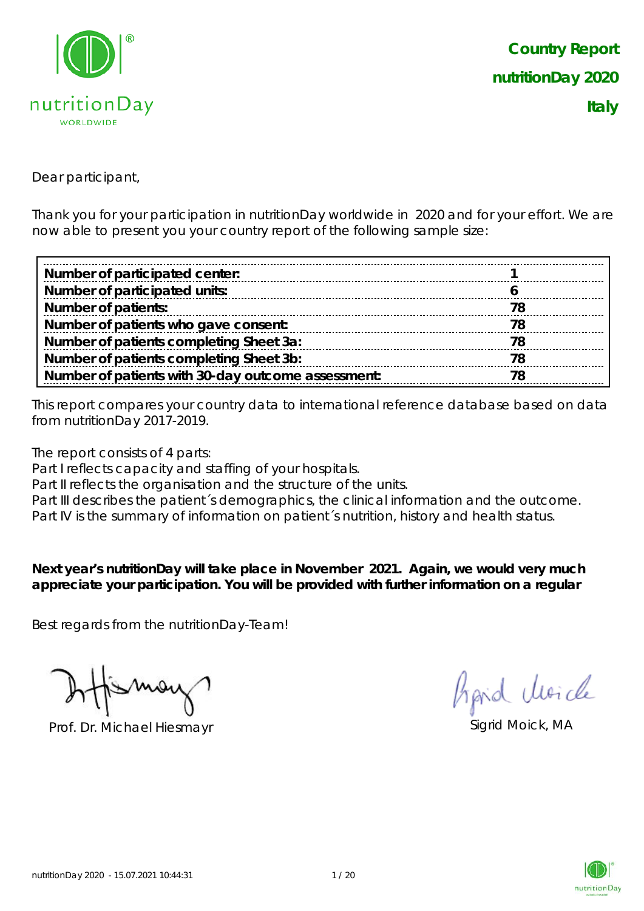# Country Report
# nutritionDay 2020
# Italy

Dear participant,

Thank you for your participation in nutritionDay worldwide in 2020 and for your effort. We are now able to present you your country report of the following sample size:

| | |
|---|---|
| **Number of participated center:** | **1** |
| **Number of participated units:** | **6** |
| **Number of patients:** | **78** |
| **Number of patients who gave consent:** | **78** |
| **Number of patients completing Sheet 3a:** | **78** |
| **Number of patients completing Sheet 3b:** | **78** |
| **Number of patients with 30-day outcome assessment:** | **78** |

This report compares your country data to international reference database based on data from nutritionDay 2017-2019.

The report consists of 4 parts:
Part I reflects capacity and staffing of your hospitals.
Part II reflects the organisation and the structure of the units.
Part III describes the patient´s demographics, the clinical information and the outcome.
Part IV is the summary of information on patient´s nutrition, history and health status.

**Next year's nutritionDay will take place in November 2021. Again, we would very much appreciate your participation. You will be provided with further information on a regular**

Best regards from the nutritionDay-Team!

Prof. Dr. Michael Hiesmayr

Sigrid Moick, MA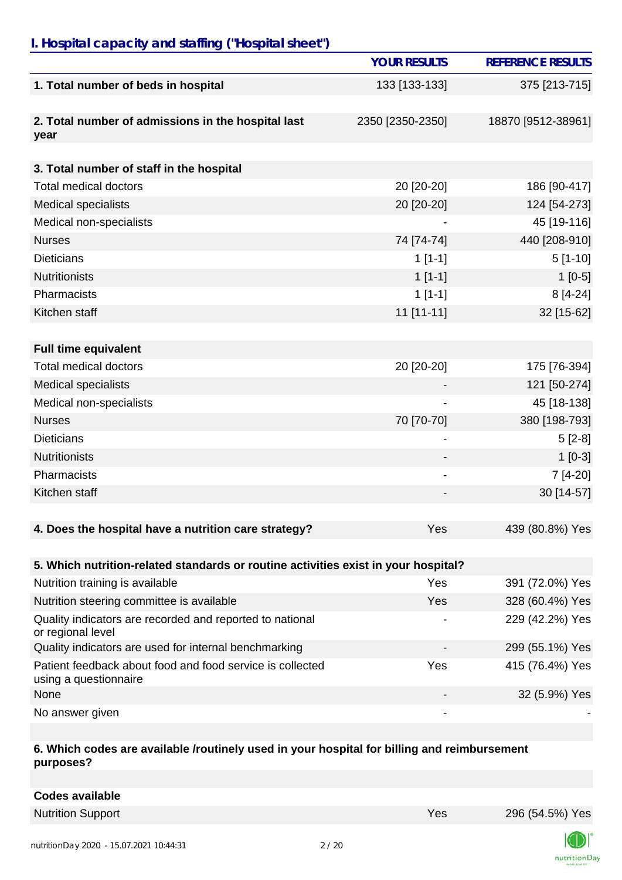## I. Hospital capacity and staffing ("Hospital sheet")

| | YOUR RESULTS | REFERENCE RESULTS |
|---|---|---|
| **1. Total number of beds in hospital** | 133 [133-133] | 375 [213-715] |
| **2. Total number of admissions in the hospital last year** | 2350 [2350-2350] | 18870 [9512-38961] |
| **3. Total number of staff in the hospital** | | |
| Total medical doctors | 20 [20-20] | 186 [90-417] |
| Medical specialists | 20 [20-20] | 124 [54-273] |
| Medical non-specialists | - | 45 [19-116] |
| Nurses | 74 [74-74] | 440 [208-910] |
| Dieticians | 1 [1-1] | 5 [1-10] |
| Nutritionists | 1 [1-1] | 1 [0-5] |
| Pharmacists | 1 [1-1] | 8 [4-24] |
| Kitchen staff | 11 [11-11] | 32 [15-62] |
| **Full time equivalent** | | |
| Total medical doctors | 20 [20-20] | 175 [76-394] |
| Medical specialists | - | 121 [50-274] |
| Medical non-specialists | - | 45 [18-138] |
| Nurses | 70 [70-70] | 380 [198-793] |
| Dieticians | - | 5 [2-8] |
| Nutritionists | - | 1 [0-3] |
| Pharmacists | - | 7 [4-20] |
| Kitchen staff | - | 30 [14-57] |
| **4. Does the hospital have a nutrition care strategy?** | Yes | 439 (80.8%) Yes |
| **5. Which nutrition-related standards or routine activities exist in your hospital?** | | |
| Nutrition training is available | Yes | 391 (72.0%) Yes |
| Nutrition steering committee is available | Yes | 328 (60.4%) Yes |
| Quality indicators are recorded and reported to national or regional level | - | 229 (42.2%) Yes |
| Quality indicators are used for internal benchmarking | - | 299 (55.1%) Yes |
| Patient feedback about food and food service is collected using a questionnaire | Yes | 415 (76.4%) Yes |
| None | - | 32 (5.9%) Yes |
| No answer given | - | - |
| **6. Which codes are available /routinely used in your hospital for billing and reimbursement purposes?** | | |
| **Codes available** | | |
| Nutrition Support | Yes | 296 (54.5%) Yes |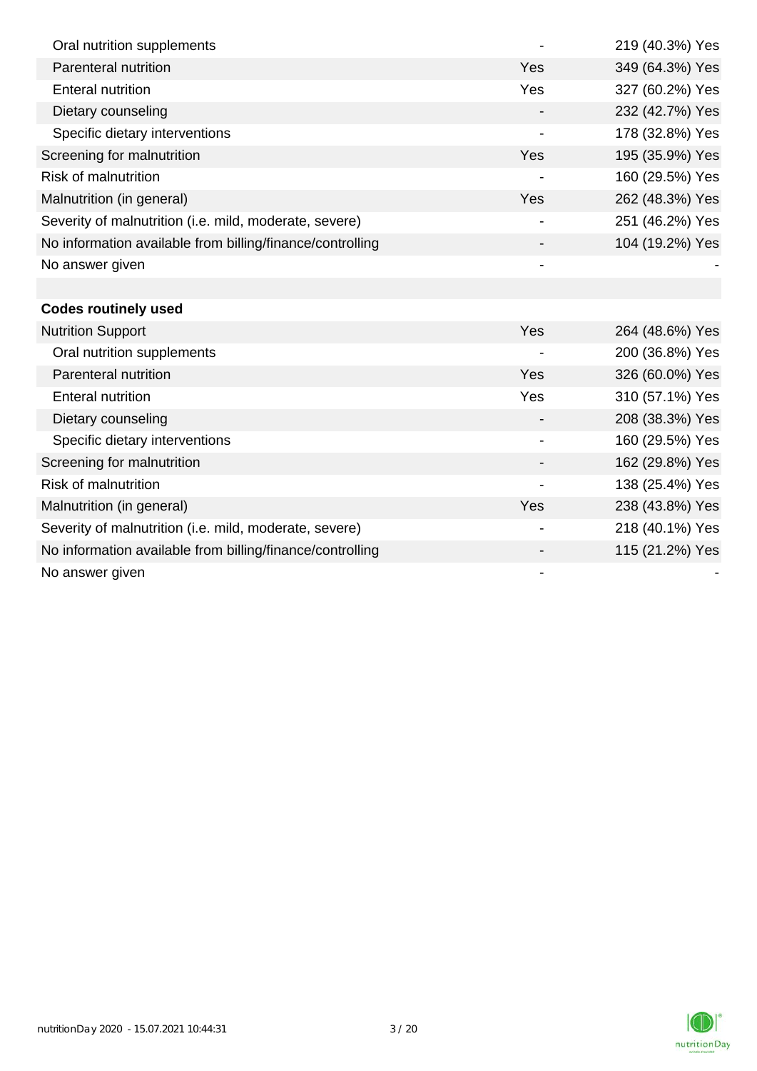| | | |
|---|---|---|
| Oral nutrition supplements | - | 219 (40.3%) Yes |
| Parenteral nutrition | Yes | 349 (64.3%) Yes |
| Enteral nutrition | Yes | 327 (60.2%) Yes |
| Dietary counseling | - | 232 (42.7%) Yes |
| Specific dietary interventions | - | 178 (32.8%) Yes |
| Screening for malnutrition | Yes | 195 (35.9%) Yes |
| Risk of malnutrition | - | 160 (29.5%) Yes |
| Malnutrition (in general) | Yes | 262 (48.3%) Yes |
| Severity of malnutrition (i.e. mild, moderate, severe) | - | 251 (46.2%) Yes |
| No information available from billing/finance/controlling | - | 104 (19.2%) Yes |
| No answer given | - | - |
| | | |
| **Codes routinely used** | | |
| Nutrition Support | Yes | 264 (48.6%) Yes |
| Oral nutrition supplements | - | 200 (36.8%) Yes |
| Parenteral nutrition | Yes | 326 (60.0%) Yes |
| Enteral nutrition | Yes | 310 (57.1%) Yes |
| Dietary counseling | - | 208 (38.3%) Yes |
| Specific dietary interventions | - | 160 (29.5%) Yes |
| Screening for malnutrition | - | 162 (29.8%) Yes |
| Risk of malnutrition | - | 138 (25.4%) Yes |
| Malnutrition (in general) | Yes | 238 (43.8%) Yes |
| Severity of malnutrition (i.e. mild, moderate, severe) | - | 218 (40.1%) Yes |
| No information available from billing/finance/controlling | - | 115 (21.2%) Yes |
| No answer given | - | - |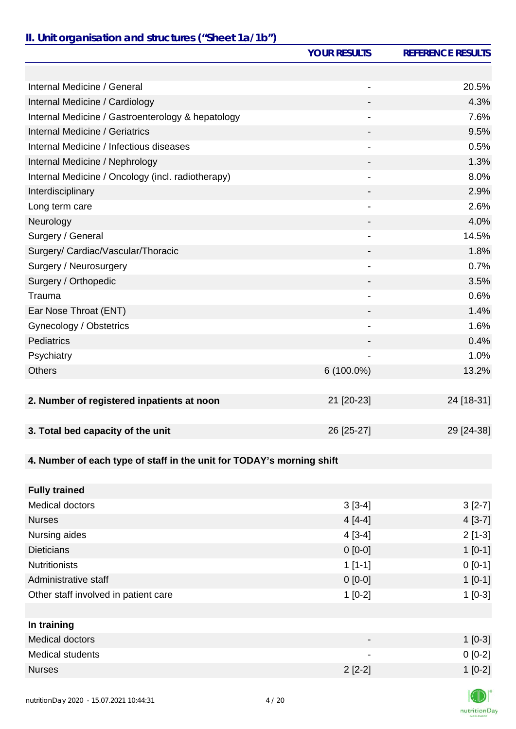## II. Unit organisation and structures ("Sheet 1a/1b")

| | YOUR RESULTS | REFERENCE RESULTS |
|---|---|---|
| | | |
| Internal Medicine / General | - | 20.5% |
| Internal Medicine / Cardiology | - | 4.3% |
| Internal Medicine / Gastroenterology & hepatology | - | 7.6% |
| Internal Medicine / Geriatrics | - | 9.5% |
| Internal Medicine / Infectious diseases | - | 0.5% |
| Internal Medicine / Nephrology | - | 1.3% |
| Internal Medicine / Oncology (incl. radiotherapy) | - | 8.0% |
| Interdisciplinary | - | 2.9% |
| Long term care | - | 2.6% |
| Neurology | - | 4.0% |
| Surgery / General | - | 14.5% |
| Surgery/ Cardiac/Vascular/Thoracic | - | 1.8% |
| Surgery / Neurosurgery | - | 0.7% |
| Surgery / Orthopedic | - | 3.5% |
| Trauma | - | 0.6% |
| Ear Nose Throat (ENT) | - | 1.4% |
| Gynecology / Obstetrics | - | 1.6% |
| Pediatrics | - | 0.4% |
| Psychiatry | - | 1.0% |
| Others | 6 (100.0%) | 13.2% |
| | | |
| **2. Number of registered inpatients at noon** | 21 [20-23] | 24 [18-31] |
| | | |
| **3. Total bed capacity of the unit** | 26 [25-27] | 29 [24-38] |
| | | |
| **4. Number of each type of staff in the unit for TODAY's morning shift** | | |
| | | |
| **Fully trained** | | |
| Medical doctors | 3 [3-4] | 3 [2-7] |
| Nurses | 4 [4-4] | 4 [3-7] |
| Nursing aides | 4 [3-4] | 2 [1-3] |
| Dieticians | 0 [0-0] | 1 [0-1] |
| Nutritionists | 1 [1-1] | 0 [0-1] |
| Administrative staff | 0 [0-0] | 1 [0-1] |
| Other staff involved in patient care | 1 [0-2] | 1 [0-3] |
| | | |
| **In training** | | |
| Medical doctors | - | 1 [0-3] |
| Medical students | - | 0 [0-2] |
| Nurses | 2 [2-2] | 1 [0-2] |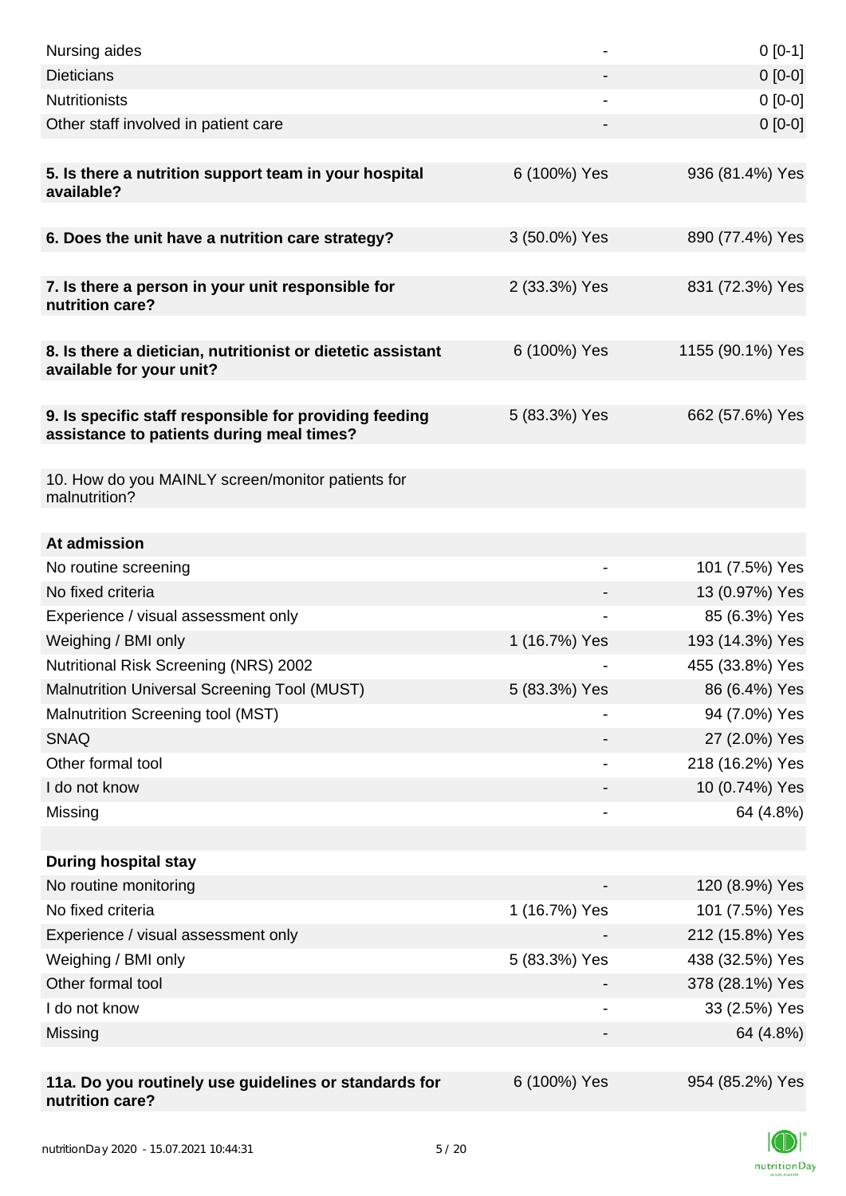| | | |
|---|---|---|
| Nursing aides | - | 0 [0-1] |
| Dieticians | - | 0 [0-0] |
| Nutritionists | - | 0 [0-0] |
| Other staff involved in patient care | - | 0 [0-0] |
| | | |
| **5. Is there a nutrition support team in your hospital available?** | 6 (100%) Yes | 936 (81.4%) Yes |
| | | |
| **6. Does the unit have a nutrition care strategy?** | 3 (50.0%) Yes | 890 (77.4%) Yes |
| | | |
| **7. Is there a person in your unit responsible for nutrition care?** | 2 (33.3%) Yes | 831 (72.3%) Yes |
| | | |
| **8. Is there a dietician, nutritionist or dietetic assistant available for your unit?** | 6 (100%) Yes | 1155 (90.1%) Yes |
| | | |
| **9. Is specific staff responsible for providing feeding assistance to patients during meal times?** | 5 (83.3%) Yes | 662 (57.6%) Yes |
| | | |
| 10. How do you MAINLY screen/monitor patients for malnutrition? | | |
| | | |
| **At admission** | | |
| No routine screening | - | 101 (7.5%) Yes |
| No fixed criteria | - | 13 (0.97%) Yes |
| Experience / visual assessment only | - | 85 (6.3%) Yes |
| Weighing / BMI only | 1 (16.7%) Yes | 193 (14.3%) Yes |
| Nutritional Risk Screening (NRS) 2002 | - | 455 (33.8%) Yes |
| Malnutrition Universal Screening Tool (MUST) | 5 (83.3%) Yes | 86 (6.4%) Yes |
| Malnutrition Screening tool (MST) | - | 94 (7.0%) Yes |
| SNAQ | - | 27 (2.0%) Yes |
| Other formal tool | - | 218 (16.2%) Yes |
| I do not know | - | 10 (0.74%) Yes |
| Missing | - | 64 (4.8%) |
| | | |
| **During hospital stay** | | |
| No routine monitoring | - | 120 (8.9%) Yes |
| No fixed criteria | 1 (16.7%) Yes | 101 (7.5%) Yes |
| Experience / visual assessment only | - | 212 (15.8%) Yes |
| Weighing / BMI only | 5 (83.3%) Yes | 438 (32.5%) Yes |
| Other formal tool | - | 378 (28.1%) Yes |
| I do not know | - | 33 (2.5%) Yes |
| Missing | - | 64 (4.8%) |
| | | |
| **11a. Do you routinely use guidelines or standards for nutrition care?** | 6 (100%) Yes | 954 (85.2%) Yes |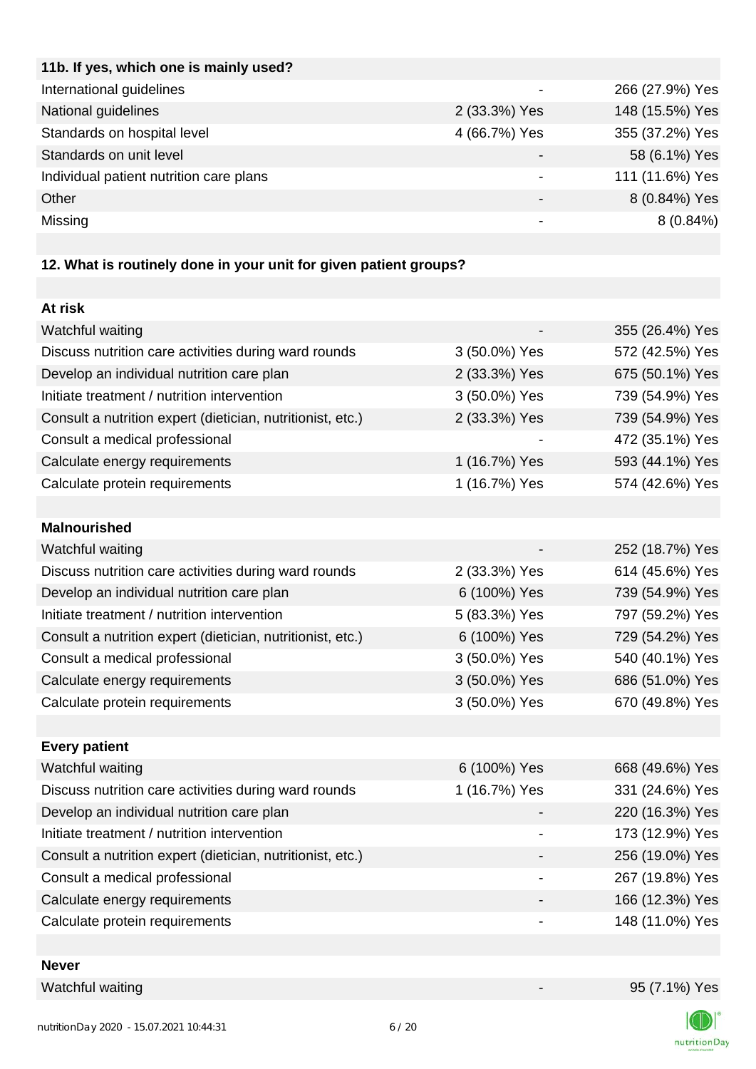| **11b. If yes, which one is mainly used?** | | |
|---|---|---|
| International guidelines | - | 266 (27.9%) Yes |
| National guidelines | 2 (33.3%) Yes | 148 (15.5%) Yes |
| Standards on hospital level | 4 (66.7%) Yes | 355 (37.2%) Yes |
| Standards on unit level | - | 58 (6.1%) Yes |
| Individual patient nutrition care plans | - | 111 (11.6%) Yes |
| Other | - | 8 (0.84%) Yes |
| Missing | - | 8 (0.84%) |

**12. What is routinely done in your unit for given patient groups?**

| **At risk** | | |
|---|---|---|
| Watchful waiting | - | 355 (26.4%) Yes |
| Discuss nutrition care activities during ward rounds | 3 (50.0%) Yes | 572 (42.5%) Yes |
| Develop an individual nutrition care plan | 2 (33.3%) Yes | 675 (50.1%) Yes |
| Initiate treatment / nutrition intervention | 3 (50.0%) Yes | 739 (54.9%) Yes |
| Consult a nutrition expert (dietician, nutritionist, etc.) | 2 (33.3%) Yes | 739 (54.9%) Yes |
| Consult a medical professional | - | 472 (35.1%) Yes |
| Calculate energy requirements | 1 (16.7%) Yes | 593 (44.1%) Yes |
| Calculate protein requirements | 1 (16.7%) Yes | 574 (42.6%) Yes |
| **Malnourished** | | |
| Watchful waiting | - | 252 (18.7%) Yes |
| Discuss nutrition care activities during ward rounds | 2 (33.3%) Yes | 614 (45.6%) Yes |
| Develop an individual nutrition care plan | 6 (100%) Yes | 739 (54.9%) Yes |
| Initiate treatment / nutrition intervention | 5 (83.3%) Yes | 797 (59.2%) Yes |
| Consult a nutrition expert (dietician, nutritionist, etc.) | 6 (100%) Yes | 729 (54.2%) Yes |
| Consult a medical professional | 3 (50.0%) Yes | 540 (40.1%) Yes |
| Calculate energy requirements | 3 (50.0%) Yes | 686 (51.0%) Yes |
| Calculate protein requirements | 3 (50.0%) Yes | 670 (49.8%) Yes |
| **Every patient** | | |
| Watchful waiting | 6 (100%) Yes | 668 (49.6%) Yes |
| Discuss nutrition care activities during ward rounds | 1 (16.7%) Yes | 331 (24.6%) Yes |
| Develop an individual nutrition care plan | - | 220 (16.3%) Yes |
| Initiate treatment / nutrition intervention | - | 173 (12.9%) Yes |
| Consult a nutrition expert (dietician, nutritionist, etc.) | - | 256 (19.0%) Yes |
| Consult a medical professional | - | 267 (19.8%) Yes |
| Calculate energy requirements | - | 166 (12.3%) Yes |
| Calculate protein requirements | - | 148 (11.0%) Yes |
| **Never** | | |
| Watchful waiting | - | 95 (7.1%) Yes |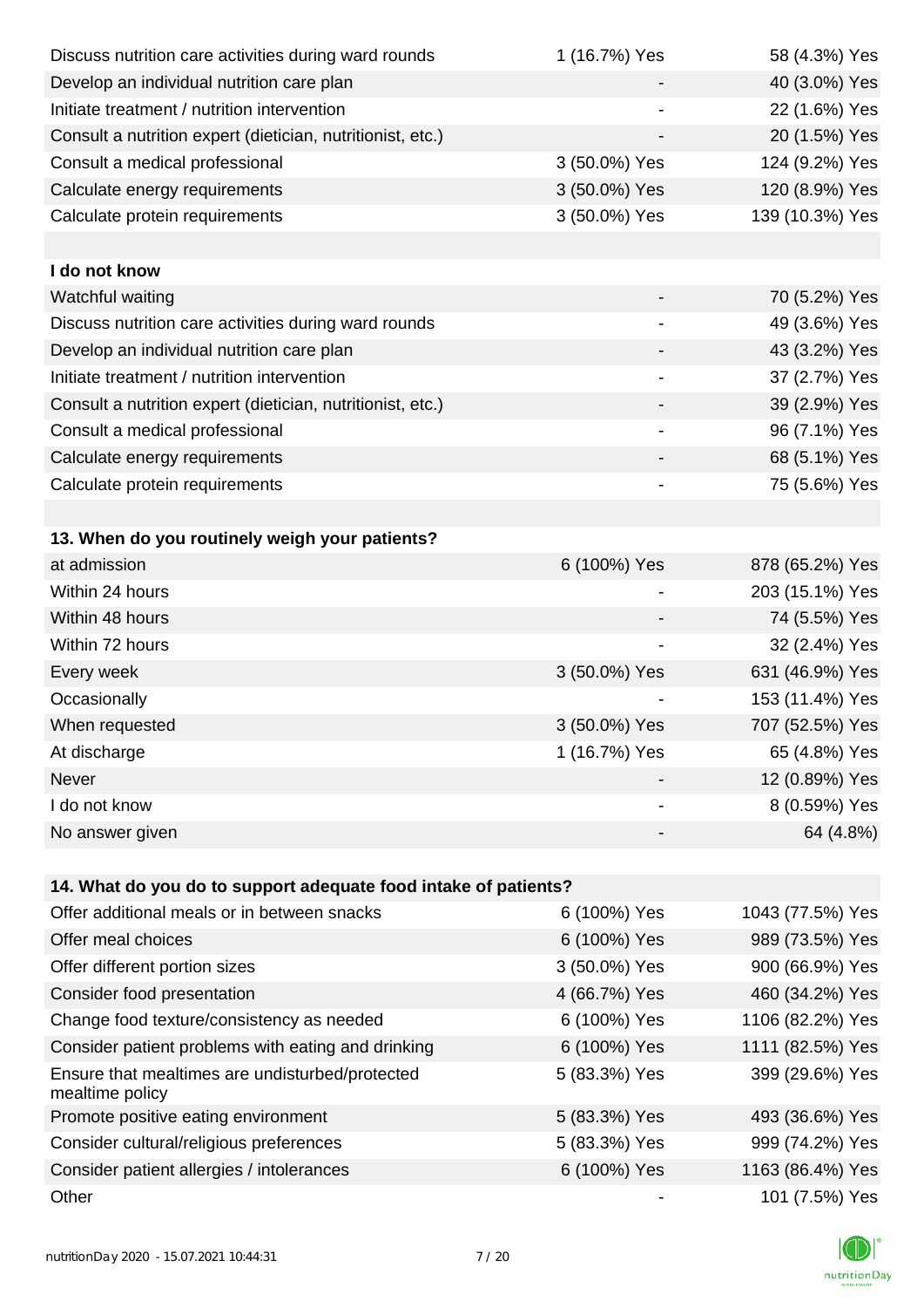| | | |
|---|---|---|
| Discuss nutrition care activities during ward rounds | 1 (16.7%) Yes | 58 (4.3%) Yes |
| Develop an individual nutrition care plan | - | 40 (3.0%) Yes |
| Initiate treatment / nutrition intervention | - | 22 (1.6%) Yes |
| Consult a nutrition expert (dietician, nutritionist, etc.) | - | 20 (1.5%) Yes |
| Consult a medical professional | 3 (50.0%) Yes | 124 (9.2%) Yes |
| Calculate energy requirements | 3 (50.0%) Yes | 120 (8.9%) Yes |
| Calculate protein requirements | 3 (50.0%) Yes | 139 (10.3%) Yes |
| | | |
| **I do not know** | | |
| Watchful waiting | - | 70 (5.2%) Yes |
| Discuss nutrition care activities during ward rounds | - | 49 (3.6%) Yes |
| Develop an individual nutrition care plan | - | 43 (3.2%) Yes |
| Initiate treatment / nutrition intervention | - | 37 (2.7%) Yes |
| Consult a nutrition expert (dietician, nutritionist, etc.) | - | 39 (2.9%) Yes |
| Consult a medical professional | - | 96 (7.1%) Yes |
| Calculate energy requirements | - | 68 (5.1%) Yes |
| Calculate protein requirements | - | 75 (5.6%) Yes |

| **13. When do you routinely weigh your patients?** | | |
|---|---|---|
| at admission | 6 (100%) Yes | 878 (65.2%) Yes |
| Within 24 hours | - | 203 (15.1%) Yes |
| Within 48 hours | - | 74 (5.5%) Yes |
| Within 72 hours | - | 32 (2.4%) Yes |
| Every week | 3 (50.0%) Yes | 631 (46.9%) Yes |
| Occasionally | - | 153 (11.4%) Yes |
| When requested | 3 (50.0%) Yes | 707 (52.5%) Yes |
| At discharge | 1 (16.7%) Yes | 65 (4.8%) Yes |
| Never | - | 12 (0.89%) Yes |
| I do not know | - | 8 (0.59%) Yes |
| No answer given | - | 64 (4.8%) |

| **14. What do you do to support adequate food intake of patients?** | | |
|---|---|---|
| Offer additional meals or in between snacks | 6 (100%) Yes | 1043 (77.5%) Yes |
| Offer meal choices | 6 (100%) Yes | 989 (73.5%) Yes |
| Offer different portion sizes | 3 (50.0%) Yes | 900 (66.9%) Yes |
| Consider food presentation | 4 (66.7%) Yes | 460 (34.2%) Yes |
| Change food texture/consistency as needed | 6 (100%) Yes | 1106 (82.2%) Yes |
| Consider patient problems with eating and drinking | 6 (100%) Yes | 1111 (82.5%) Yes |
| Ensure that mealtimes are undisturbed/protected mealtime policy | 5 (83.3%) Yes | 399 (29.6%) Yes |
| Promote positive eating environment | 5 (83.3%) Yes | 493 (36.6%) Yes |
| Consider cultural/religious preferences | 5 (83.3%) Yes | 999 (74.2%) Yes |
| Consider patient allergies / intolerances | 6 (100%) Yes | 1163 (86.4%) Yes |
| Other | - | 101 (7.5%) Yes |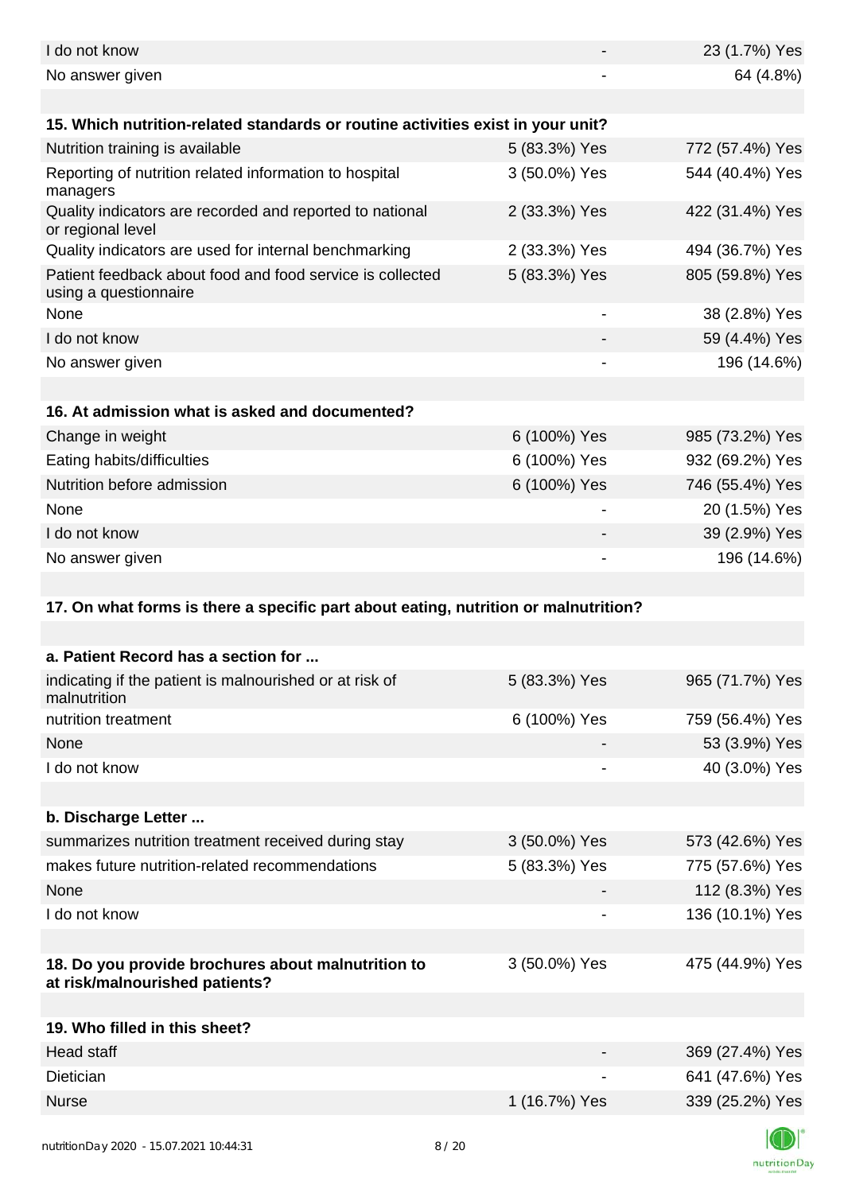| | | |
|---|---|---|
| I do not know | - | 23 (1.7%) Yes |
| No answer given | - | 64 (4.8%) |

| **15. Which nutrition-related standards or routine activities exist in your unit?** | | |
|---|---|---|
| Nutrition training is available | 5 (83.3%) Yes | 772 (57.4%) Yes |
| Reporting of nutrition related information to hospital managers | 3 (50.0%) Yes | 544 (40.4%) Yes |
| Quality indicators are recorded and reported to national or regional level | 2 (33.3%) Yes | 422 (31.4%) Yes |
| Quality indicators are used for internal benchmarking | 2 (33.3%) Yes | 494 (36.7%) Yes |
| Patient feedback about food and food service is collected using a questionnaire | 5 (83.3%) Yes | 805 (59.8%) Yes |
| None | - | 38 (2.8%) Yes |
| I do not know | - | 59 (4.4%) Yes |
| No answer given | - | 196 (14.6%) |

| **16. At admission what is asked and documented?** | | |
|---|---|---|
| Change in weight | 6 (100%) Yes | 985 (73.2%) Yes |
| Eating habits/difficulties | 6 (100%) Yes | 932 (69.2%) Yes |
| Nutrition before admission | 6 (100%) Yes | 746 (55.4%) Yes |
| None | - | 20 (1.5%) Yes |
| I do not know | - | 39 (2.9%) Yes |
| No answer given | - | 196 (14.6%) |

**17. On what forms is there a specific part about eating, nutrition or malnutrition?**

| **a. Patient Record has a section for ...** | | |
|---|---|---|
| indicating if the patient is malnourished or at risk of malnutrition | 5 (83.3%) Yes | 965 (71.7%) Yes |
| nutrition treatment | 6 (100%) Yes | 759 (56.4%) Yes |
| None | - | 53 (3.9%) Yes |
| I do not know | - | 40 (3.0%) Yes |

| **b. Discharge Letter ...** | | |
|---|---|---|
| summarizes nutrition treatment received during stay | 3 (50.0%) Yes | 573 (42.6%) Yes |
| makes future nutrition-related recommendations | 5 (83.3%) Yes | 775 (57.6%) Yes |
| None | - | 112 (8.3%) Yes |
| I do not know | - | 136 (10.1%) Yes |

| | | |
|---|---|---|
| **18. Do you provide brochures about malnutrition to at risk/malnourished patients?** | 3 (50.0%) Yes | 475 (44.9%) Yes |

| **19. Who filled in this sheet?** | | |
|---|---|---|
| Head staff | - | 369 (27.4%) Yes |
| Dietician | - | 641 (47.6%) Yes |
| Nurse | 1 (16.7%) Yes | 339 (25.2%) Yes |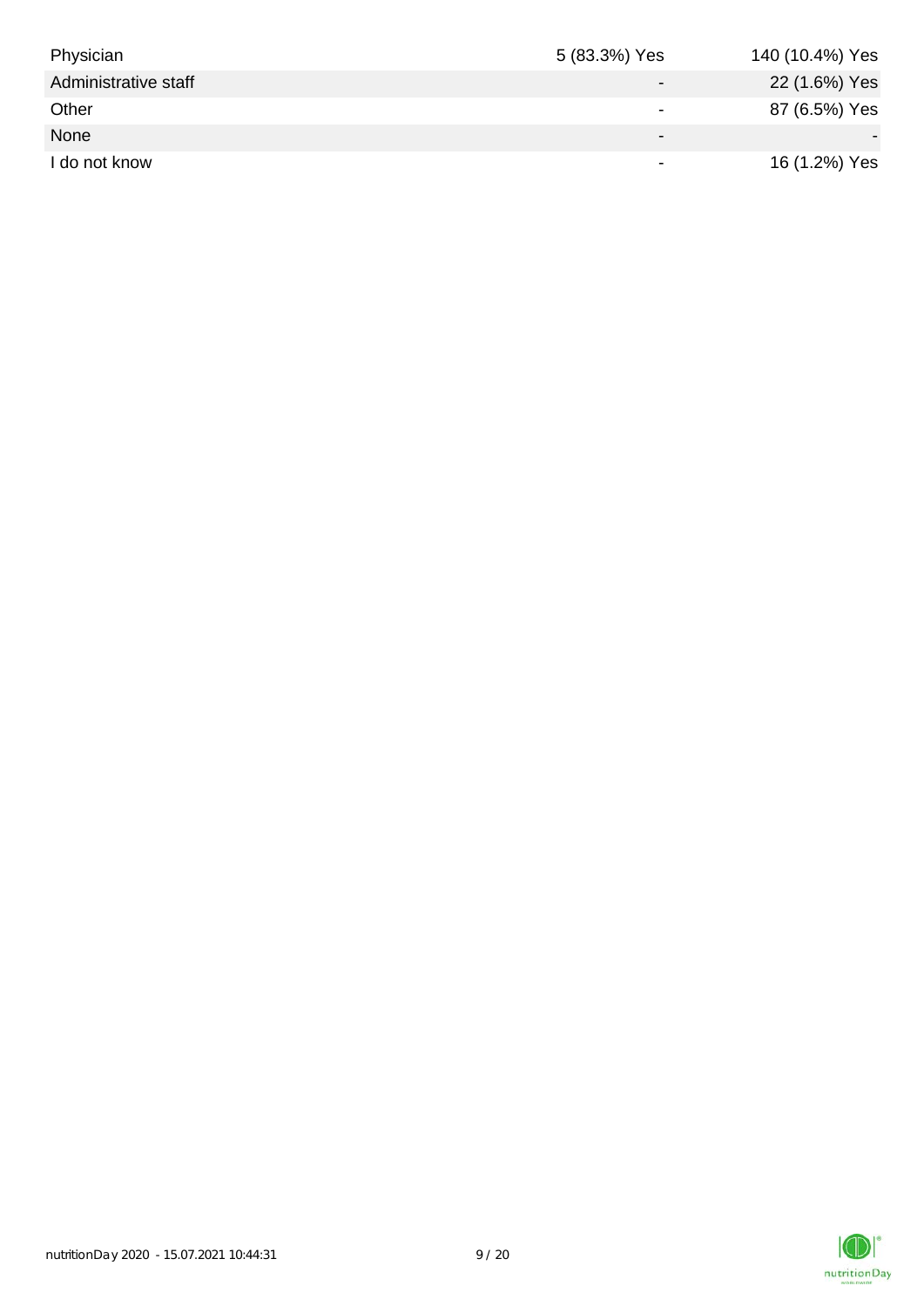| | | |
|---|---|---|
| Physician | 5 (83.3%) Yes | 140 (10.4%) Yes |
| Administrative staff | - | 22 (1.6%) Yes |
| Other | - | 87 (6.5%) Yes |
| None | - | - |
| I do not know | - | 16 (1.2%) Yes |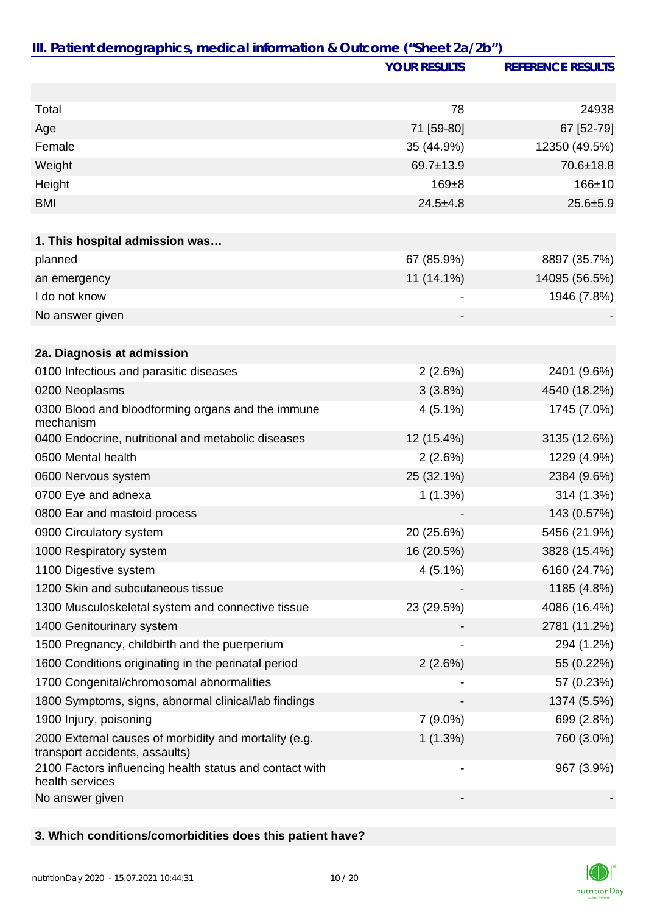## III. Patient demographics, medical information & Outcome ("Sheet 2a/2b")

| | YOUR RESULTS | REFERENCE RESULTS |
|---|---|---|
| Total | 78 | 24938 |
| Age | 71 [59-80] | 67 [52-79] |
| Female | 35 (44.9%) | 12350 (49.5%) |
| Weight | 69.7±13.9 | 70.6±18.8 |
| Height | 169±8 | 166±10 |
| BMI | 24.5±4.8 | 25.6±5.9 |
| **1. This hospital admission was…** | | |
| planned | 67 (85.9%) | 8897 (35.7%) |
| an emergency | 11 (14.1%) | 14095 (56.5%) |
| I do not know | - | 1946 (7.8%) |
| No answer given | - | - |
| **2a. Diagnosis at admission** | | |
| 0100 Infectious and parasitic diseases | 2 (2.6%) | 2401 (9.6%) |
| 0200 Neoplasms | 3 (3.8%) | 4540 (18.2%) |
| 0300 Blood and bloodforming organs and the immune mechanism | 4 (5.1%) | 1745 (7.0%) |
| 0400 Endocrine, nutritional and metabolic diseases | 12 (15.4%) | 3135 (12.6%) |
| 0500 Mental health | 2 (2.6%) | 1229 (4.9%) |
| 0600 Nervous system | 25 (32.1%) | 2384 (9.6%) |
| 0700 Eye and adnexa | 1 (1.3%) | 314 (1.3%) |
| 0800 Ear and mastoid process | - | 143 (0.57%) |
| 0900 Circulatory system | 20 (25.6%) | 5456 (21.9%) |
| 1000 Respiratory system | 16 (20.5%) | 3828 (15.4%) |
| 1100 Digestive system | 4 (5.1%) | 6160 (24.7%) |
| 1200 Skin and subcutaneous tissue | - | 1185 (4.8%) |
| 1300 Musculoskeletal system and connective tissue | 23 (29.5%) | 4086 (16.4%) |
| 1400 Genitourinary system | - | 2781 (11.2%) |
| 1500 Pregnancy, childbirth and the puerperium | - | 294 (1.2%) |
| 1600 Conditions originating in the perinatal period | 2 (2.6%) | 55 (0.22%) |
| 1700 Congenital/chromosomal abnormalities | - | 57 (0.23%) |
| 1800 Symptoms, signs, abnormal clinical/lab findings | - | 1374 (5.5%) |
| 1900 Injury, poisoning | 7 (9.0%) | 699 (2.8%) |
| 2000 External causes of morbidity and mortality (e.g. transport accidents, assaults) | 1 (1.3%) | 760 (3.0%) |
| 2100 Factors influencing health status and contact with health services | - | 967 (3.9%) |
| No answer given | - | - |

**3. Which conditions/comorbidities does this patient have?**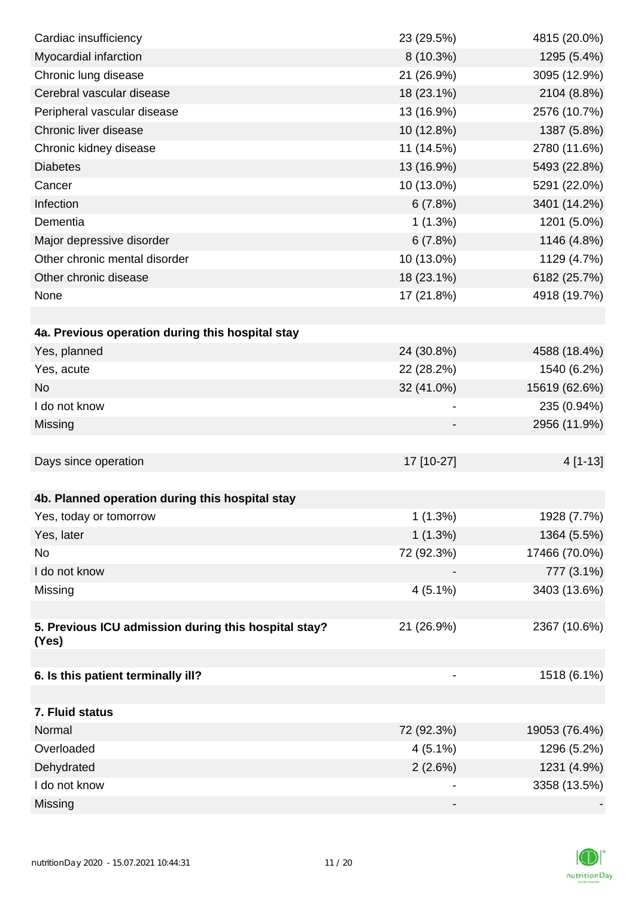| | | |
|---|---|---|
| Cardiac insufficiency | 23 (29.5%) | 4815 (20.0%) |
| Myocardial infarction | 8 (10.3%) | 1295 (5.4%) |
| Chronic lung disease | 21 (26.9%) | 3095 (12.9%) |
| Cerebral vascular disease | 18 (23.1%) | 2104 (8.8%) |
| Peripheral vascular disease | 13 (16.9%) | 2576 (10.7%) |
| Chronic liver disease | 10 (12.8%) | 1387 (5.8%) |
| Chronic kidney disease | 11 (14.5%) | 2780 (11.6%) |
| Diabetes | 13 (16.9%) | 5493 (22.8%) |
| Cancer | 10 (13.0%) | 5291 (22.0%) |
| Infection | 6 (7.8%) | 3401 (14.2%) |
| Dementia | 1 (1.3%) | 1201 (5.0%) |
| Major depressive disorder | 6 (7.8%) | 1146 (4.8%) |
| Other chronic mental disorder | 10 (13.0%) | 1129 (4.7%) |
| Other chronic disease | 18 (23.1%) | 6182 (25.7%) |
| None | 17 (21.8%) | 4918 (19.7%) |
| | | |
| **4a. Previous operation during this hospital stay** | | |
| Yes, planned | 24 (30.8%) | 4588 (18.4%) |
| Yes, acute | 22 (28.2%) | 1540 (6.2%) |
| No | 32 (41.0%) | 15619 (62.6%) |
| I do not know | - | 235 (0.94%) |
| Missing | - | 2956 (11.9%) |
| | | |
| Days since operation | 17 [10-27] | 4 [1-13] |
| | | |
| **4b. Planned operation during this hospital stay** | | |
| Yes, today or tomorrow | 1 (1.3%) | 1928 (7.7%) |
| Yes, later | 1 (1.3%) | 1364 (5.5%) |
| No | 72 (92.3%) | 17466 (70.0%) |
| I do not know | - | 777 (3.1%) |
| Missing | 4 (5.1%) | 3403 (13.6%) |
| | | |
| **5. Previous ICU admission during this hospital stay? (Yes)** | 21 (26.9%) | 2367 (10.6%) |
| | | |
| **6. Is this patient terminally ill?** | - | 1518 (6.1%) |
| | | |
| **7. Fluid status** | | |
| Normal | 72 (92.3%) | 19053 (76.4%) |
| Overloaded | 4 (5.1%) | 1296 (5.2%) |
| Dehydrated | 2 (2.6%) | 1231 (4.9%) |
| I do not know | - | 3358 (13.5%) |
| Missing | - | - |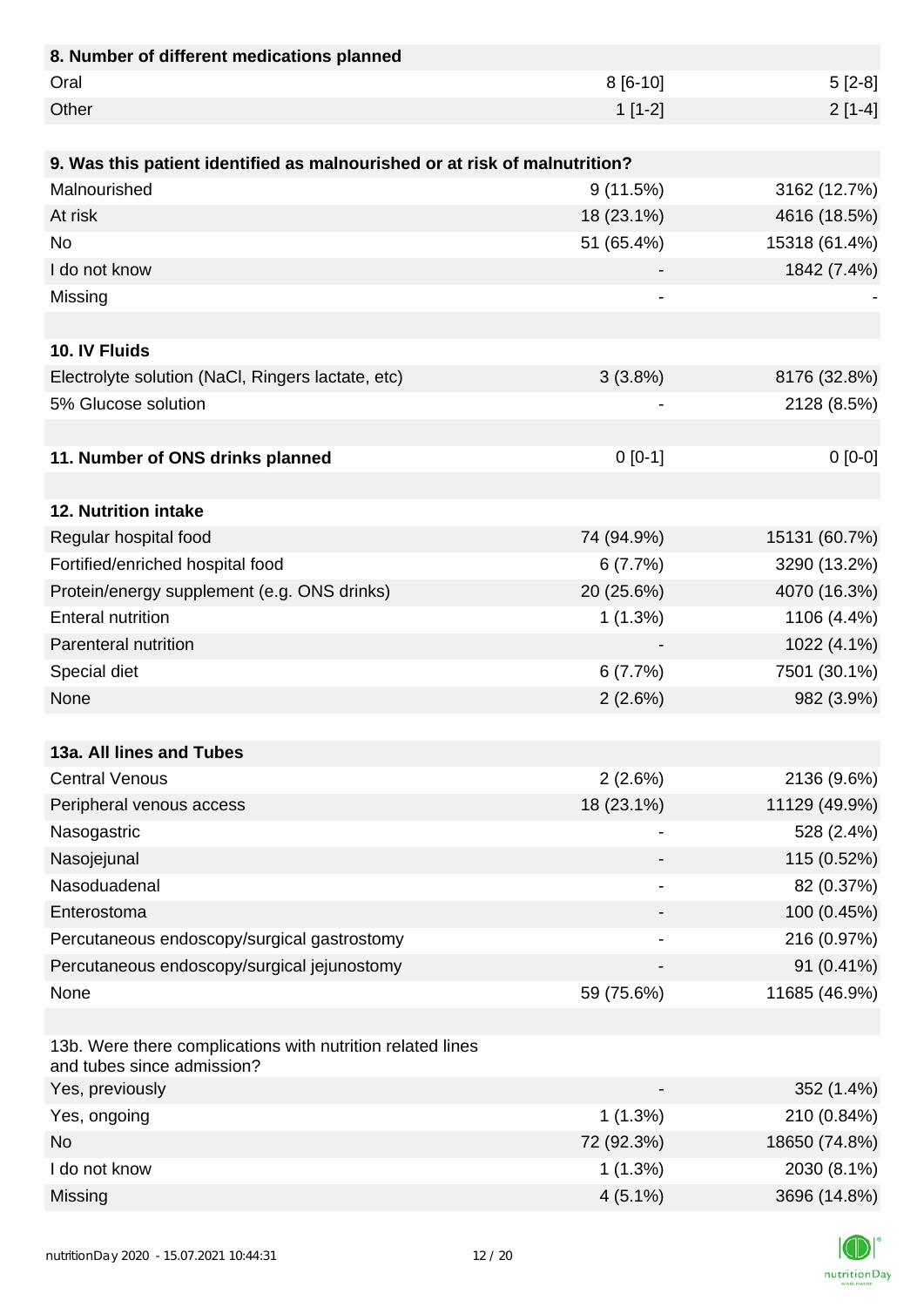| **8. Number of different medications planned** | | |
|---|---|---|
| Oral | 8 [6-10] | 5 [2-8] |
| Other | 1 [1-2] | 2 [1-4] |
| | | |
| **9. Was this patient identified as malnourished or at risk of malnutrition?** | | |
| Malnourished | 9 (11.5%) | 3162 (12.7%) |
| At risk | 18 (23.1%) | 4616 (18.5%) |
| No | 51 (65.4%) | 15318 (61.4%) |
| I do not know | - | 1842 (7.4%) |
| Missing | - | - |
| | | |
| **10. IV Fluids** | | |
| Electrolyte solution (NaCl, Ringers lactate, etc) | 3 (3.8%) | 8176 (32.8%) |
| 5% Glucose solution | - | 2128 (8.5%) |
| | | |
| **11. Number of ONS drinks planned** | 0 [0-1] | 0 [0-0] |
| | | |
| **12. Nutrition intake** | | |
| Regular hospital food | 74 (94.9%) | 15131 (60.7%) |
| Fortified/enriched hospital food | 6 (7.7%) | 3290 (13.2%) |
| Protein/energy supplement (e.g. ONS drinks) | 20 (25.6%) | 4070 (16.3%) |
| Enteral nutrition | 1 (1.3%) | 1106 (4.4%) |
| Parenteral nutrition | - | 1022 (4.1%) |
| Special diet | 6 (7.7%) | 7501 (30.1%) |
| None | 2 (2.6%) | 982 (3.9%) |
| | | |
| **13a. All lines and Tubes** | | |
| Central Venous | 2 (2.6%) | 2136 (9.6%) |
| Peripheral venous access | 18 (23.1%) | 11129 (49.9%) |
| Nasogastric | - | 528 (2.4%) |
| Nasojejunal | - | 115 (0.52%) |
| Nasoduadenal | - | 82 (0.37%) |
| Enterostoma | - | 100 (0.45%) |
| Percutaneous endoscopy/surgical gastrostomy | - | 216 (0.97%) |
| Percutaneous endoscopy/surgical jejunostomy | - | 91 (0.41%) |
| None | 59 (75.6%) | 11685 (46.9%) |
| | | |
| 13b. Were there complications with nutrition related lines and tubes since admission? | | |
| Yes, previously | - | 352 (1.4%) |
| Yes, ongoing | 1 (1.3%) | 210 (0.84%) |
| No | 72 (92.3%) | 18650 (74.8%) |
| I do not know | 1 (1.3%) | 2030 (8.1%) |
| Missing | 4 (5.1%) | 3696 (14.8%) |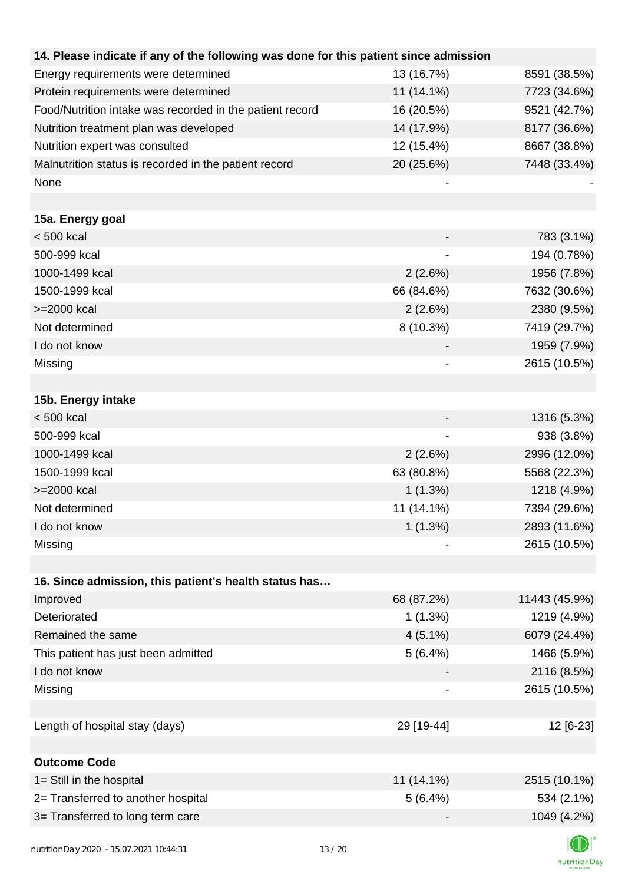| 14. Please indicate if any of the following was done for this patient since admission | | |
|---|---|---|
| Energy requirements were determined | 13 (16.7%) | 8591 (38.5%) |
| Protein requirements were determined | 11 (14.1%) | 7723 (34.6%) |
| Food/Nutrition intake was recorded in the patient record | 16 (20.5%) | 9521 (42.7%) |
| Nutrition treatment plan was developed | 14 (17.9%) | 8177 (36.6%) |
| Nutrition expert was consulted | 12 (15.4%) | 8667 (38.8%) |
| Malnutrition status is recorded in the patient record | 20 (25.6%) | 7448 (33.4%) |
| None | - | - |

| 15a. Energy goal | | |
|---|---|---|
| < 500 kcal | - | 783 (3.1%) |
| 500-999 kcal | - | 194 (0.78%) |
| 1000-1499 kcal | 2 (2.6%) | 1956 (7.8%) |
| 1500-1999 kcal | 66 (84.6%) | 7632 (30.6%) |
| >=2000 kcal | 2 (2.6%) | 2380 (9.5%) |
| Not determined | 8 (10.3%) | 7419 (29.7%) |
| I do not know | - | 1959 (7.9%) |
| Missing | - | 2615 (10.5%) |

| 15b. Energy intake | | |
|---|---|---|
| < 500 kcal | - | 1316 (5.3%) |
| 500-999 kcal | - | 938 (3.8%) |
| 1000-1499 kcal | 2 (2.6%) | 2996 (12.0%) |
| 1500-1999 kcal | 63 (80.8%) | 5568 (22.3%) |
| >=2000 kcal | 1 (1.3%) | 1218 (4.9%) |
| Not determined | 11 (14.1%) | 7394 (29.6%) |
| I do not know | 1 (1.3%) | 2893 (11.6%) |
| Missing | - | 2615 (10.5%) |

| 16. Since admission, this patient's health status has… | | |
|---|---|---|
| Improved | 68 (87.2%) | 11443 (45.9%) |
| Deteriorated | 1 (1.3%) | 1219 (4.9%) |
| Remained the same | 4 (5.1%) | 6079 (24.4%) |
| This patient has just been admitted | 5 (6.4%) | 1466 (5.9%) |
| I do not know | - | 2116 (8.5%) |
| Missing | - | 2615 (10.5%) |

| Length of hospital stay (days) | 29 [19-44] | 12 [6-23] |
|---|---|---|

| Outcome Code | | |
|---|---|---|
| 1= Still in the hospital | 11 (14.1%) | 2515 (10.1%) |
| 2= Transferred to another hospital | 5 (6.4%) | 534 (2.1%) |
| 3= Transferred to long term care | - | 1049 (4.2%) |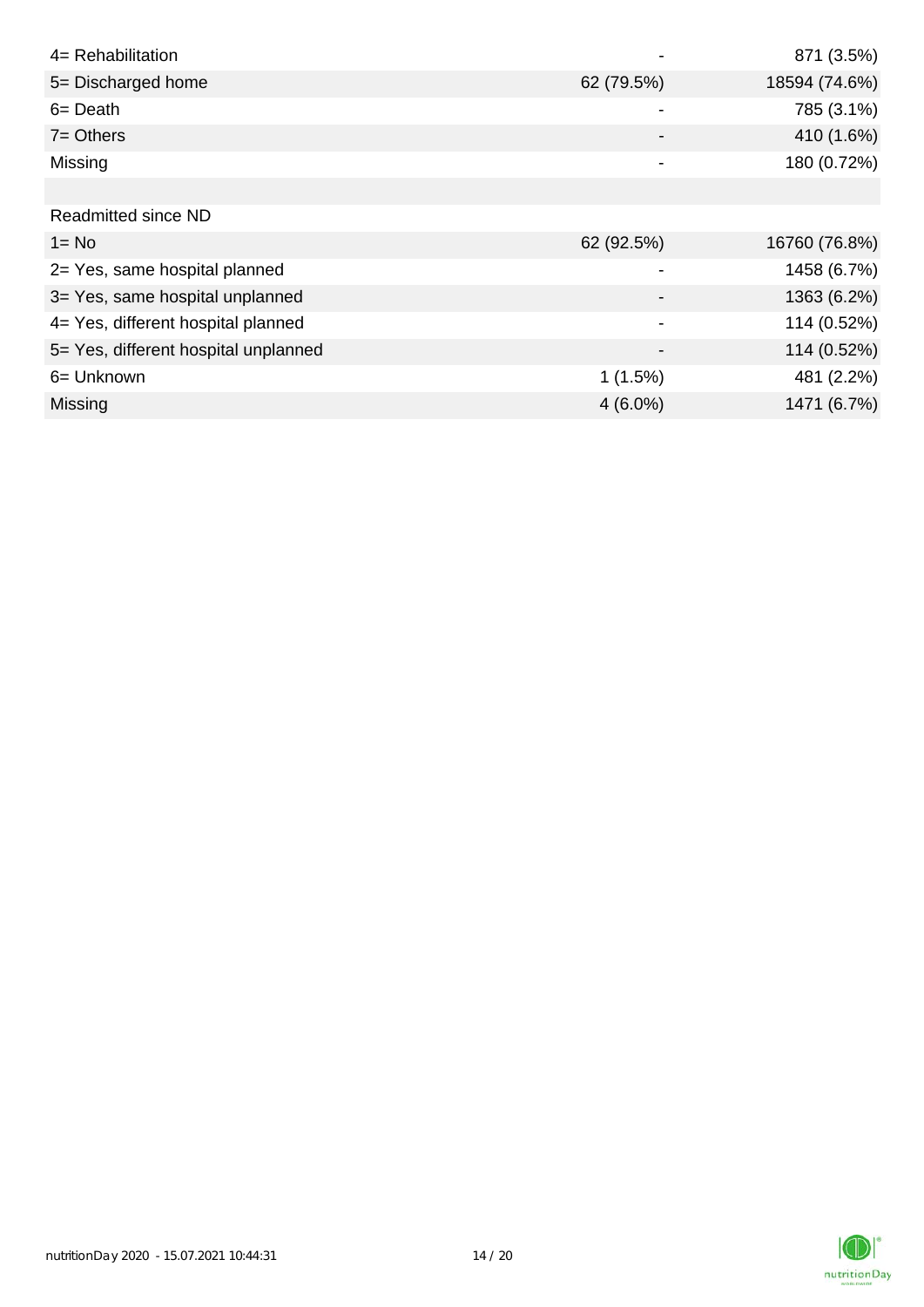| | | |
|---|---|---|
| 4= Rehabilitation | - | 871 (3.5%) |
| 5= Discharged home | 62 (79.5%) | 18594 (74.6%) |
| 6= Death | - | 785 (3.1%) |
| 7= Others | - | 410 (1.6%) |
| Missing | - | 180 (0.72%) |
| | | |
| Readmitted since ND | | |
| 1= No | 62 (92.5%) | 16760 (76.8%) |
| 2= Yes, same hospital planned | - | 1458 (6.7%) |
| 3= Yes, same hospital unplanned | - | 1363 (6.2%) |
| 4= Yes, different hospital planned | - | 114 (0.52%) |
| 5= Yes, different hospital unplanned | - | 114 (0.52%) |
| 6= Unknown | 1 (1.5%) | 481 (2.2%) |
| Missing | 4 (6.0%) | 1471 (6.7%) |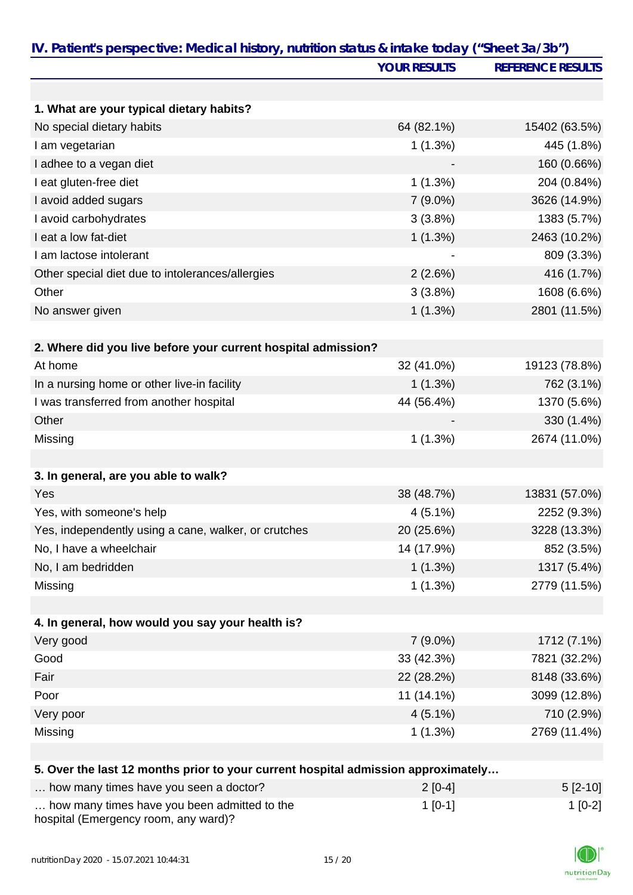## IV. Patient's perspective: Medical history, nutrition status & intake today ("Sheet 3a/3b")

| | YOUR RESULTS | REFERENCE RESULTS |
|---|---|---|
| **1. What are your typical dietary habits?** | | |
| No special dietary habits | 64 (82.1%) | 15402 (63.5%) |
| I am vegetarian | 1 (1.3%) | 445 (1.8%) |
| I adhee to a vegan diet | - | 160 (0.66%) |
| I eat gluten-free diet | 1 (1.3%) | 204 (0.84%) |
| I avoid added sugars | 7 (9.0%) | 3626 (14.9%) |
| I avoid carbohydrates | 3 (3.8%) | 1383 (5.7%) |
| I eat a low fat-diet | 1 (1.3%) | 2463 (10.2%) |
| I am lactose intolerant | - | 809 (3.3%) |
| Other special diet due to intolerances/allergies | 2 (2.6%) | 416 (1.7%) |
| Other | 3 (3.8%) | 1608 (6.6%) |
| No answer given | 1 (1.3%) | 2801 (11.5%) |
| **2. Where did you live before your current hospital admission?** | | |
| At home | 32 (41.0%) | 19123 (78.8%) |
| In a nursing home or other live-in facility | 1 (1.3%) | 762 (3.1%) |
| I was transferred from another hospital | 44 (56.4%) | 1370 (5.6%) |
| Other | - | 330 (1.4%) |
| Missing | 1 (1.3%) | 2674 (11.0%) |
| **3. In general, are you able to walk?** | | |
| Yes | 38 (48.7%) | 13831 (57.0%) |
| Yes, with someone's help | 4 (5.1%) | 2252 (9.3%) |
| Yes, independently using a cane, walker, or crutches | 20 (25.6%) | 3228 (13.3%) |
| No, I have a wheelchair | 14 (17.9%) | 852 (3.5%) |
| No, I am bedridden | 1 (1.3%) | 1317 (5.4%) |
| Missing | 1 (1.3%) | 2779 (11.5%) |
| **4. In general, how would you say your health is?** | | |
| Very good | 7 (9.0%) | 1712 (7.1%) |
| Good | 33 (42.3%) | 7821 (32.2%) |
| Fair | 22 (28.2%) | 8148 (33.6%) |
| Poor | 11 (14.1%) | 3099 (12.8%) |
| Very poor | 4 (5.1%) | 710 (2.9%) |
| Missing | 1 (1.3%) | 2769 (11.4%) |
| **5. Over the last 12 months prior to your current hospital admission approximately…** | | |
| … how many times have you seen a doctor? | 2 [0-4] | 5 [2-10] |
| … how many times have you been admitted to the hospital (Emergency room, any ward)? | 1 [0-1] | 1 [0-2] |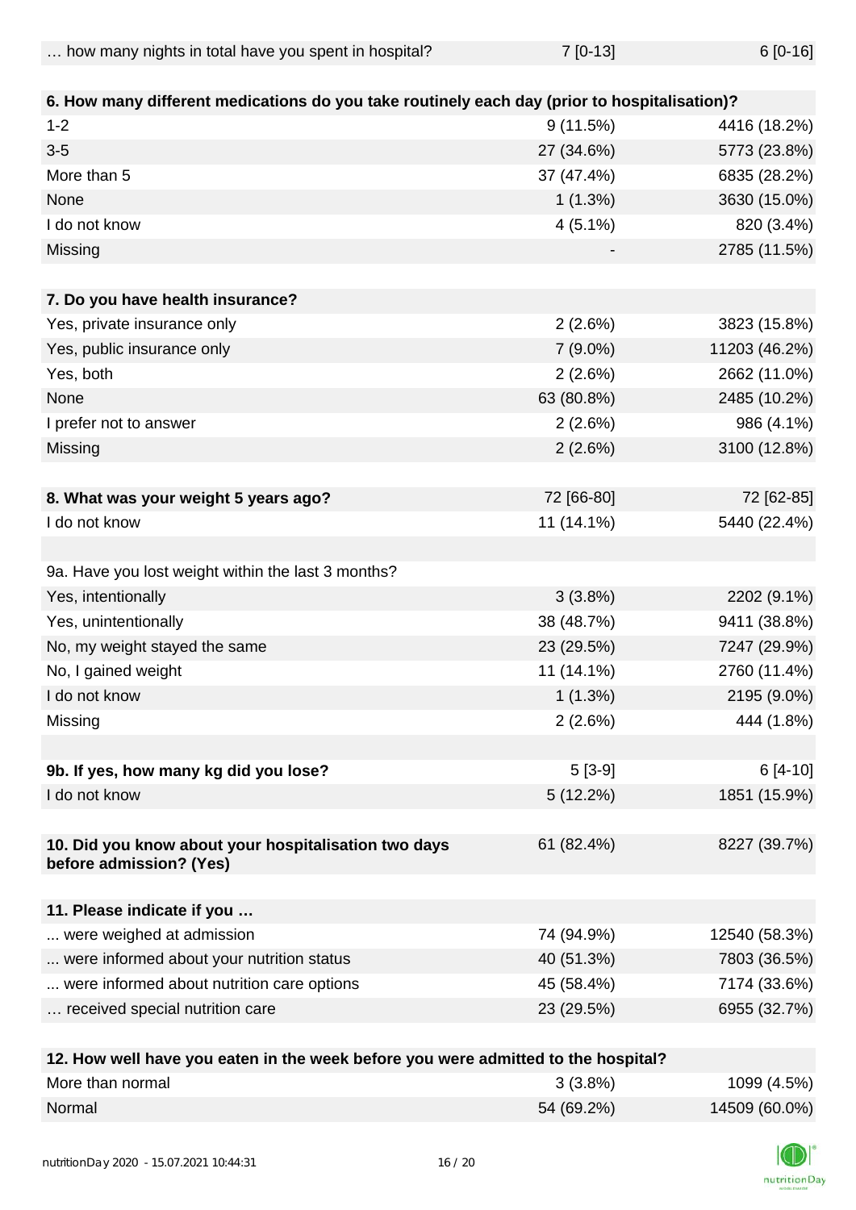| … how many nights in total have you spent in hospital? | 7 [0-13] | 6 [0-16] |
|---|---|---|
| **6. How many different medications do you take routinely each day (prior to hospitalisation)?** | | |
| 1-2 | 9 (11.5%) | 4416 (18.2%) |
| 3-5 | 27 (34.6%) | 5773 (23.8%) |
| More than 5 | 37 (47.4%) | 6835 (28.2%) |
| None | 1 (1.3%) | 3630 (15.0%) |
| I do not know | 4 (5.1%) | 820 (3.4%) |
| Missing | - | 2785 (11.5%) |
| **7. Do you have health insurance?** | | |
| Yes, private insurance only | 2 (2.6%) | 3823 (15.8%) |
| Yes, public insurance only | 7 (9.0%) | 11203 (46.2%) |
| Yes, both | 2 (2.6%) | 2662 (11.0%) |
| None | 63 (80.8%) | 2485 (10.2%) |
| I prefer not to answer | 2 (2.6%) | 986 (4.1%) |
| Missing | 2 (2.6%) | 3100 (12.8%) |
| **8. What was your weight 5 years ago?** | 72 [66-80] | 72 [62-85] |
| I do not know | 11 (14.1%) | 5440 (22.4%) |
| 9a. Have you lost weight within the last 3 months? | | |
| Yes, intentionally | 3 (3.8%) | 2202 (9.1%) |
| Yes, unintentionally | 38 (48.7%) | 9411 (38.8%) |
| No, my weight stayed the same | 23 (29.5%) | 7247 (29.9%) |
| No, I gained weight | 11 (14.1%) | 2760 (11.4%) |
| I do not know | 1 (1.3%) | 2195 (9.0%) |
| Missing | 2 (2.6%) | 444 (1.8%) |
| **9b. If yes, how many kg did you lose?** | 5 [3-9] | 6 [4-10] |
| I do not know | 5 (12.2%) | 1851 (15.9%) |
| **10. Did you know about your hospitalisation two days before admission? (Yes)** | 61 (82.4%) | 8227 (39.7%) |
| **11. Please indicate if you …** | | |
| ... were weighed at admission | 74 (94.9%) | 12540 (58.3%) |
| ... were informed about your nutrition status | 40 (51.3%) | 7803 (36.5%) |
| ... were informed about nutrition care options | 45 (58.4%) | 7174 (33.6%) |
| … received special nutrition care | 23 (29.5%) | 6955 (32.7%) |
| **12. How well have you eaten in the week before you were admitted to the hospital?** | | |
| More than normal | 3 (3.8%) | 1099 (4.5%) |
| Normal | 54 (69.2%) | 14509 (60.0%) |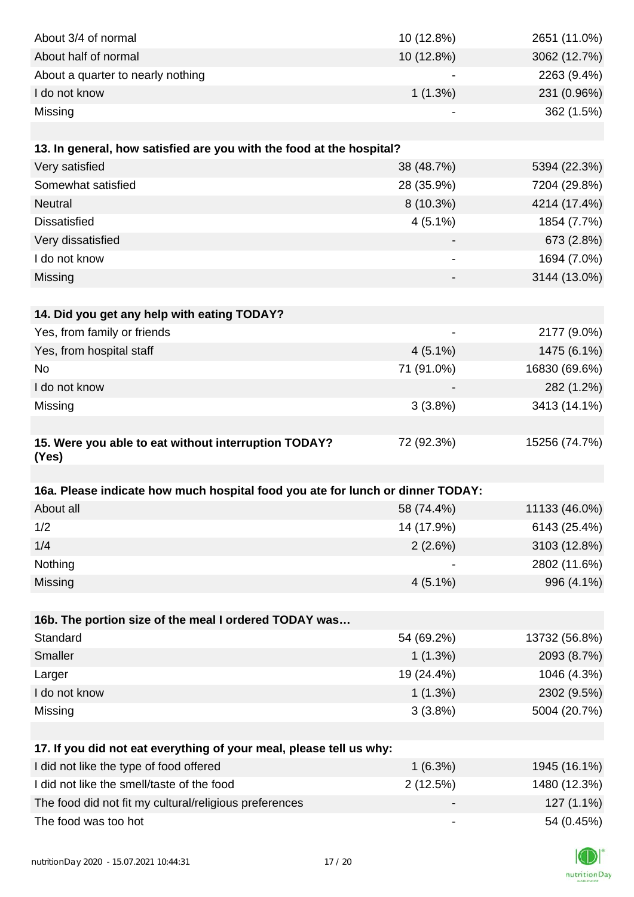| | | |
|---|---|---|
| About 3/4 of normal | 10 (12.8%) | 2651 (11.0%) |
| About half of normal | 10 (12.8%) | 3062 (12.7%) |
| About a quarter to nearly nothing | - | 2263 (9.4%) |
| I do not know | 1 (1.3%) | 231 (0.96%) |
| Missing | - | 362 (1.5%) |

| **13. In general, how satisfied are you with the food at the hospital?** | | |
|---|---|---|
| Very satisfied | 38 (48.7%) | 5394 (22.3%) |
| Somewhat satisfied | 28 (35.9%) | 7204 (29.8%) |
| Neutral | 8 (10.3%) | 4214 (17.4%) |
| Dissatisfied | 4 (5.1%) | 1854 (7.7%) |
| Very dissatisfied | - | 673 (2.8%) |
| I do not know | - | 1694 (7.0%) |
| Missing | - | 3144 (13.0%) |

| **14. Did you get any help with eating TODAY?** | | |
|---|---|---|
| Yes, from family or friends | - | 2177 (9.0%) |
| Yes, from hospital staff | 4 (5.1%) | 1475 (6.1%) |
| No | 71 (91.0%) | 16830 (69.6%) |
| I do not know | - | 282 (1.2%) |
| Missing | 3 (3.8%) | 3413 (14.1%) |

| **15. Were you able to eat without interruption TODAY? (Yes)** | 72 (92.3%) | 15256 (74.7%) |
|---|---|---|

| **16a. Please indicate how much hospital food you ate for lunch or dinner TODAY:** | | |
|---|---|---|
| About all | 58 (74.4%) | 11133 (46.0%) |
| 1/2 | 14 (17.9%) | 6143 (25.4%) |
| 1/4 | 2 (2.6%) | 3103 (12.8%) |
| Nothing | - | 2802 (11.6%) |
| Missing | 4 (5.1%) | 996 (4.1%) |

| **16b. The portion size of the meal I ordered TODAY was…** | | |
|---|---|---|
| Standard | 54 (69.2%) | 13732 (56.8%) |
| Smaller | 1 (1.3%) | 2093 (8.7%) |
| Larger | 19 (24.4%) | 1046 (4.3%) |
| I do not know | 1 (1.3%) | 2302 (9.5%) |
| Missing | 3 (3.8%) | 5004 (20.7%) |

| **17. If you did not eat everything of your meal, please tell us why:** | | |
|---|---|---|
| I did not like the type of food offered | 1 (6.3%) | 1945 (16.1%) |
| I did not like the smell/taste of the food | 2 (12.5%) | 1480 (12.3%) |
| The food did not fit my cultural/religious preferences | - | 127 (1.1%) |
| The food was too hot | - | 54 (0.45%) |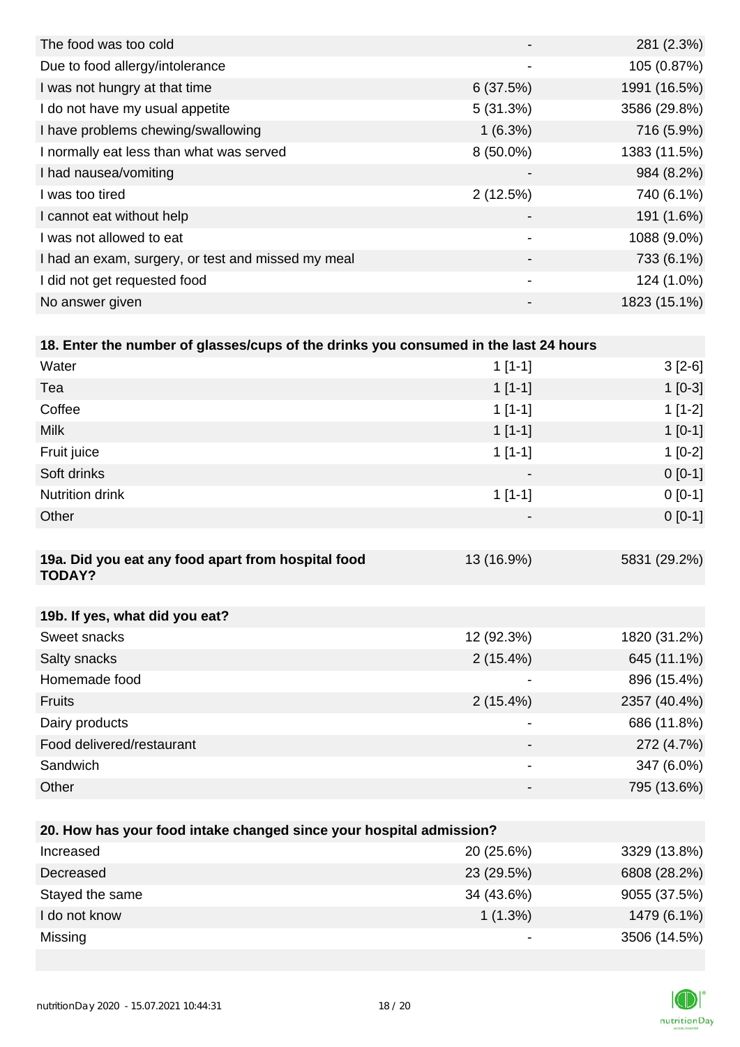| | | |
|---|---|---|
| The food was too cold | - | 281 (2.3%) |
| Due to food allergy/intolerance | - | 105 (0.87%) |
| I was not hungry at that time | 6 (37.5%) | 1991 (16.5%) |
| I do not have my usual appetite | 5 (31.3%) | 3586 (29.8%) |
| I have problems chewing/swallowing | 1 (6.3%) | 716 (5.9%) |
| I normally eat less than what was served | 8 (50.0%) | 1383 (11.5%) |
| I had nausea/vomiting | - | 984 (8.2%) |
| I was too tired | 2 (12.5%) | 740 (6.1%) |
| I cannot eat without help | - | 191 (1.6%) |
| I was not allowed to eat | - | 1088 (9.0%) |
| I had an exam, surgery, or test and missed my meal | - | 733 (6.1%) |
| I did not get requested food | - | 124 (1.0%) |
| No answer given | - | 1823 (15.1%) |

| **18. Enter the number of glasses/cups of the drinks you consumed in the last 24 hours** | | |
|---|---|---|
| Water | 1 [1-1] | 3 [2-6] |
| Tea | 1 [1-1] | 1 [0-3] |
| Coffee | 1 [1-1] | 1 [1-2] |
| Milk | 1 [1-1] | 1 [0-1] |
| Fruit juice | 1 [1-1] | 1 [0-2] |
| Soft drinks | - | 0 [0-1] |
| Nutrition drink | 1 [1-1] | 0 [0-1] |
| Other | - | 0 [0-1] |

| **19a. Did you eat any food apart from hospital food TODAY?** | 13 (16.9%) | 5831 (29.2%) |
|---|---|---|

| **19b. If yes, what did you eat?** | | |
|---|---|---|
| Sweet snacks | 12 (92.3%) | 1820 (31.2%) |
| Salty snacks | 2 (15.4%) | 645 (11.1%) |
| Homemade food | - | 896 (15.4%) |
| Fruits | 2 (15.4%) | 2357 (40.4%) |
| Dairy products | - | 686 (11.8%) |
| Food delivered/restaurant | - | 272 (4.7%) |
| Sandwich | - | 347 (6.0%) |
| Other | - | 795 (13.6%) |

| **20. How has your food intake changed since your hospital admission?** | | |
|---|---|---|
| Increased | 20 (25.6%) | 3329 (13.8%) |
| Decreased | 23 (29.5%) | 6808 (28.2%) |
| Stayed the same | 34 (43.6%) | 9055 (37.5%) |
| I do not know | 1 (1.3%) | 1479 (6.1%) |
| Missing | - | 3506 (14.5%) |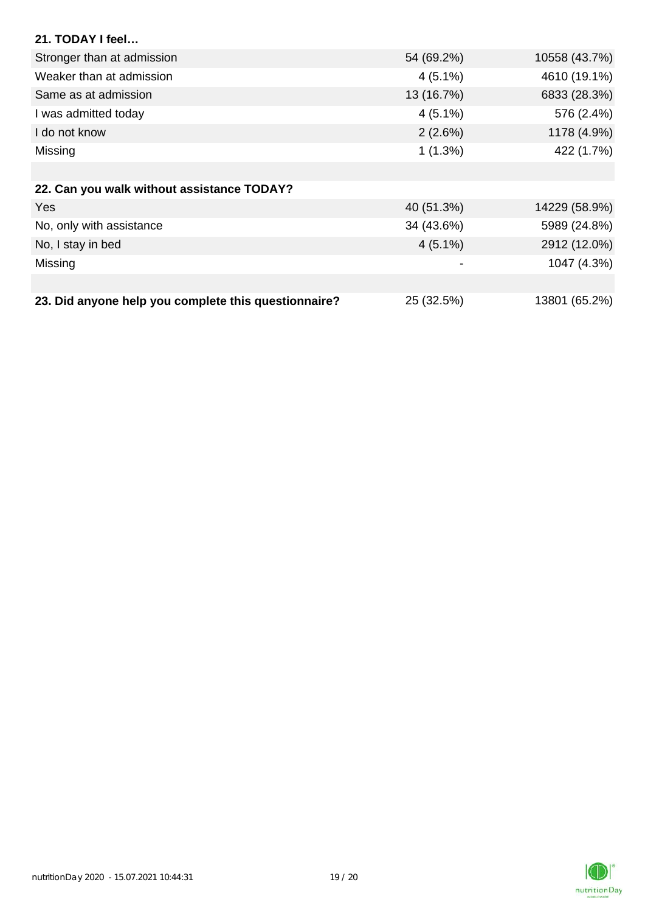| **21. TODAY I feel…** | | |
| --- | --- | --- |
| Stronger than at admission | 54 (69.2%) | 10558 (43.7%) |
| Weaker than at admission | 4 (5.1%) | 4610 (19.1%) |
| Same as at admission | 13 (16.7%) | 6833 (28.3%) |
| I was admitted today | 4 (5.1%) | 576 (2.4%) |
| I do not know | 2 (2.6%) | 1178 (4.9%) |
| Missing | 1 (1.3%) | 422 (1.7%) |

| **22. Can you walk without assistance TODAY?** | | |
| --- | --- | --- |
| Yes | 40 (51.3%) | 14229 (58.9%) |
| No, only with assistance | 34 (43.6%) | 5989 (24.8%) |
| No, I stay in bed | 4 (5.1%) | 2912 (12.0%) |
| Missing | - | 1047 (4.3%) |

| **23. Did anyone help you complete this questionnaire?** | 25 (32.5%) | 13801 (65.2%) |
| --- | --- | --- |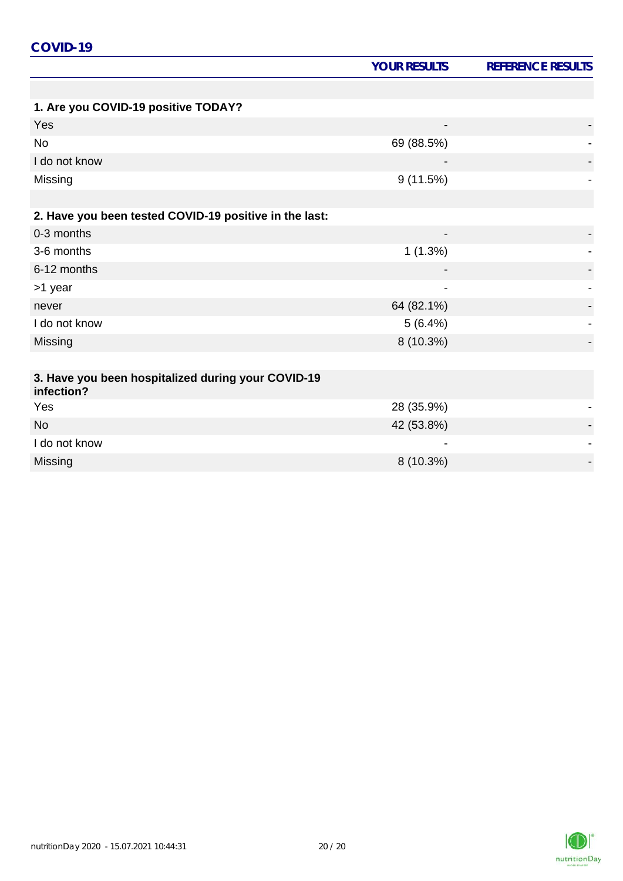## COVID-19

| | YOUR RESULTS | REFERENCE RESULTS |
|---|---|---|
| **1. Are you COVID-19 positive TODAY?** | | |
| Yes | - | - |
| No | 69 (88.5%) | - |
| I do not know | - | - |
| Missing | 9 (11.5%) | - |
| **2. Have you been tested COVID-19 positive in the last:** | | |
| 0-3 months | - | - |
| 3-6 months | 1 (1.3%) | - |
| 6-12 months | - | - |
| >1 year | - | - |
| never | 64 (82.1%) | - |
| I do not know | 5 (6.4%) | - |
| Missing | 8 (10.3%) | - |
| **3. Have you been hospitalized during your COVID-19 infection?** | | |
| Yes | 28 (35.9%) | - |
| No | 42 (53.8%) | - |
| I do not know | - | - |
| Missing | 8 (10.3%) | - |